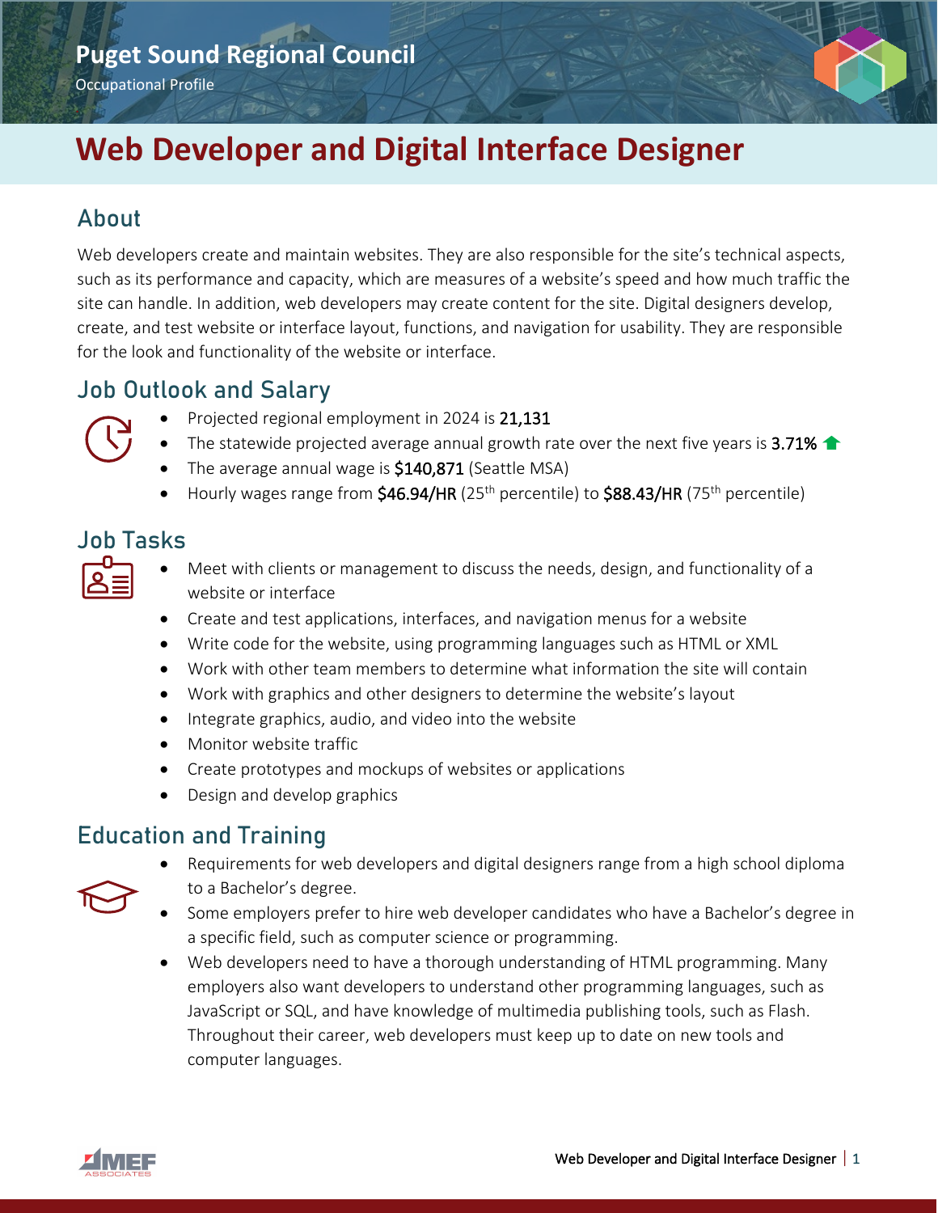Puget Sound Regional Council

Occupational Profile

# Web Developer and Digital Interface Designer

## About

Web developers create and maintain websites. They are also responsible for the site's technical aspects, such as its performance and capacity, which are measures of a website's speed and how much traffic the site can handle. In addition, web developers may create content for the site. Digital designers develop, create, and test website or interface layout, functions, and navigation for usability. They are responsible for the look and functionality of the website or interface.

## Job Outlook and Salary

- Projected regional employment in 2024 is **21,131**
- The statewide projected average annual growth rate over the next five years is **3.71%** ↑
- The average annual wage is **$140,871** (Seattle MSA)
- Hourly wages range from **$46.94/HR** (25th percentile) to **$88.43/HR** (75th percentile)

## Job Tasks

- Meet with clients or management to discuss the needs, design, and functionality of a website or interface
- Create and test applications, interfaces, and navigation menus for a website
- Write code for the website, using programming languages such as HTML or XML
- Work with other team members to determine what information the site will contain
- Work with graphics and other designers to determine the website's layout
- Integrate graphics, audio, and video into the website
- Monitor website traffic
- Create prototypes and mockups of websites or applications
- Design and develop graphics

## Education and Training

- Requirements for web developers and digital designers range from a high school diploma to a Bachelor's degree.
- Some employers prefer to hire web developer candidates who have a Bachelor's degree in a specific field, such as computer science or programming.
- Web developers need to have a thorough understanding of HTML programming. Many employers also want developers to understand other programming languages, such as JavaScript or SQL, and have knowledge of multimedia publishing tools, such as Flash. Throughout their career, web developers must keep up to date on new tools and computer languages.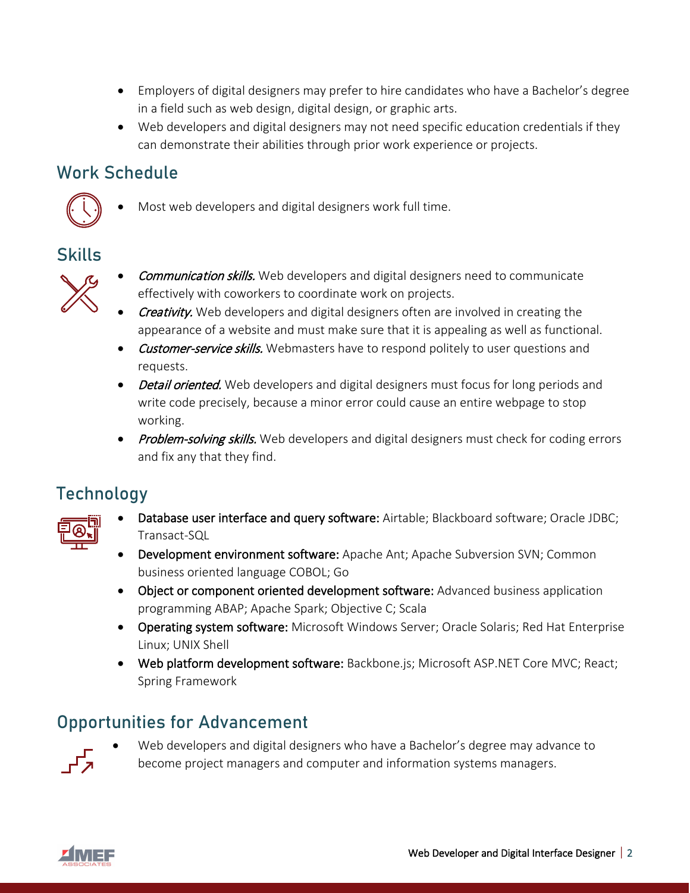- Employers of digital designers may prefer to hire candidates who have a Bachelor's degree in a field such as web design, digital design, or graphic arts.
- Web developers and digital designers may not need specific education credentials if they can demonstrate their abilities through prior work experience or projects.

## Work Schedule

- Most web developers and digital designers work full time.

## Skills

- *Communication skills.* Web developers and digital designers need to communicate effectively with coworkers to coordinate work on projects.
- *Creativity.* Web developers and digital designers often are involved in creating the appearance of a website and must make sure that it is appealing as well as functional.
- *Customer-service skills.* Webmasters have to respond politely to user questions and requests.
- *Detail oriented.* Web developers and digital designers must focus for long periods and write code precisely, because a minor error could cause an entire webpage to stop working.
- *Problem-solving skills.* Web developers and digital designers must check for coding errors and fix any that they find.

## Technology

- Database user interface and query software: Airtable; Blackboard software; Oracle JDBC; Transact-SQL
- Development environment software: Apache Ant; Apache Subversion SVN; Common business oriented language COBOL; Go
- Object or component oriented development software: Advanced business application programming ABAP; Apache Spark; Objective C; Scala
- Operating system software: Microsoft Windows Server; Oracle Solaris; Red Hat Enterprise Linux; UNIX Shell
- Web platform development software: Backbone.js; Microsoft ASP.NET Core MVC; React; Spring Framework

## Opportunities for Advancement

- Web developers and digital designers who have a Bachelor's degree may advance to become project managers and computer and information systems managers.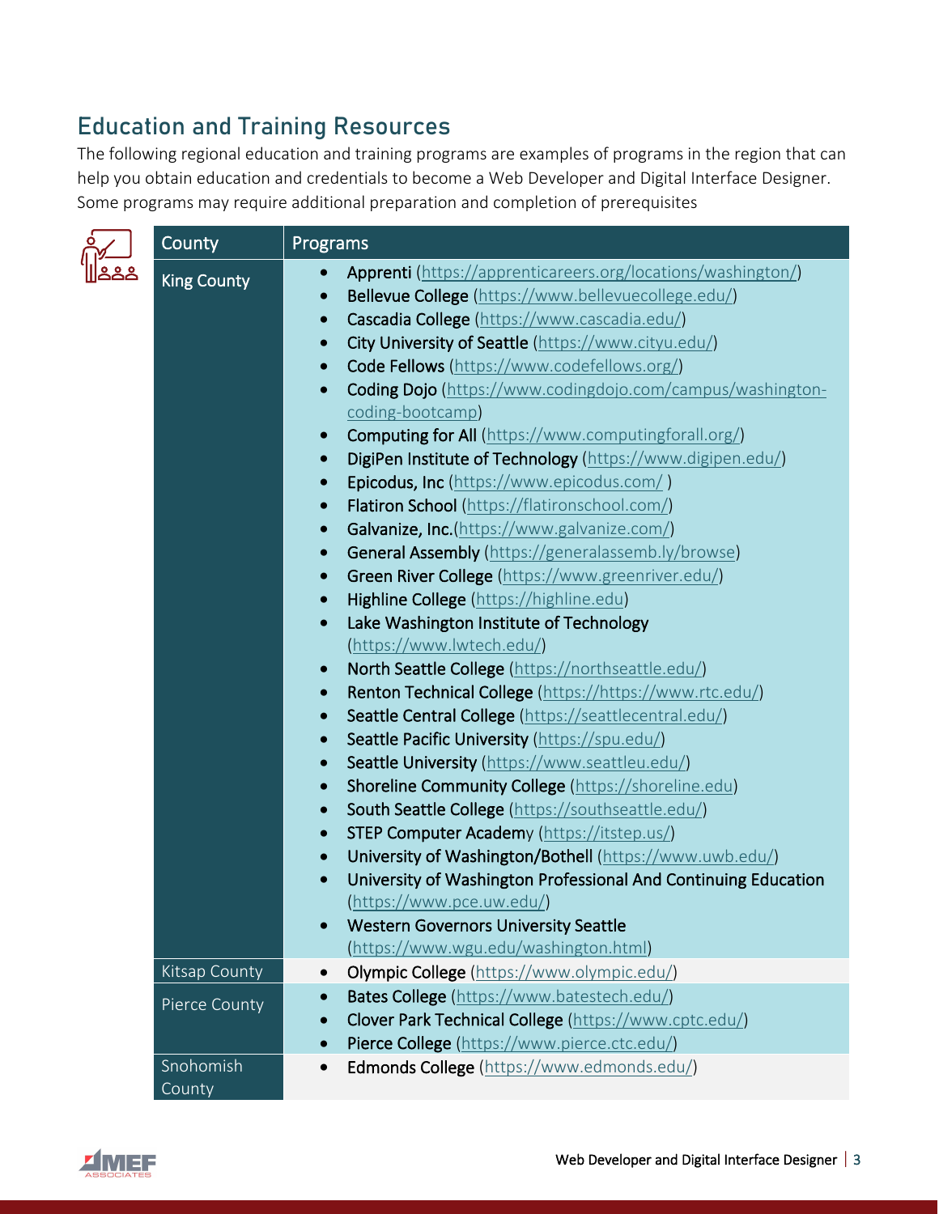## Education and Training Resources

The following regional education and training programs are examples of programs in the region that can help you obtain education and credentials to become a Web Developer and Digital Interface Designer. Some programs may require additional preparation and completion of prerequisites

| County | Programs |
|---|---|
| King County | • Apprenti (https://apprenticareers.org/locations/washington/)<br>• Bellevue College (https://www.bellevuecollege.edu/)<br>• Cascadia College (https://www.cascadia.edu/)<br>• City University of Seattle (https://www.cityu.edu/)<br>• Code Fellows (https://www.codefellows.org/)<br>• Coding Dojo (https://www.codingdojo.com/campus/washington-coding-bootcamp)<br>• Computing for All (https://www.computingforall.org/)<br>• DigiPen Institute of Technology (https://www.digipen.edu/)<br>• Epicodus, Inc (https://www.epicodus.com/ )<br>• Flatiron School (https://flatironschool.com/)<br>• Galvanize, Inc.(https://www.galvanize.com/)<br>• General Assembly (https://generalassemb.ly/browse)<br>• Green River College (https://www.greenriver.edu/)<br>• Highline College (https://highline.edu)<br>• Lake Washington Institute of Technology (https://www.lwtech.edu/)<br>• North Seattle College (https://northseattle.edu/)<br>• Renton Technical College (https://https://www.rtc.edu/)<br>• Seattle Central College (https://seattlecentral.edu/)<br>• Seattle Pacific University (https://spu.edu/)<br>• Seattle University (https://www.seattleu.edu/)<br>• Shoreline Community College (https://shoreline.edu)<br>• South Seattle College (https://southseattle.edu/)<br>• STEP Computer Academy (https://itstep.us/)<br>• University of Washington/Bothell (https://www.uwb.edu/)<br>• University of Washington Professional And Continuing Education (https://www.pce.uw.edu/)<br>• Western Governors University Seattle (https://www.wgu.edu/washington.html) |
| Kitsap County | • Olympic College (https://www.olympic.edu/) |
| Pierce County | • Bates College (https://www.batestech.edu/)<br>• Clover Park Technical College (https://www.cptc.edu/)<br>• Pierce College (https://www.pierce.ctc.edu/) |
| Snohomish County | • Edmonds College (https://www.edmonds.edu/) |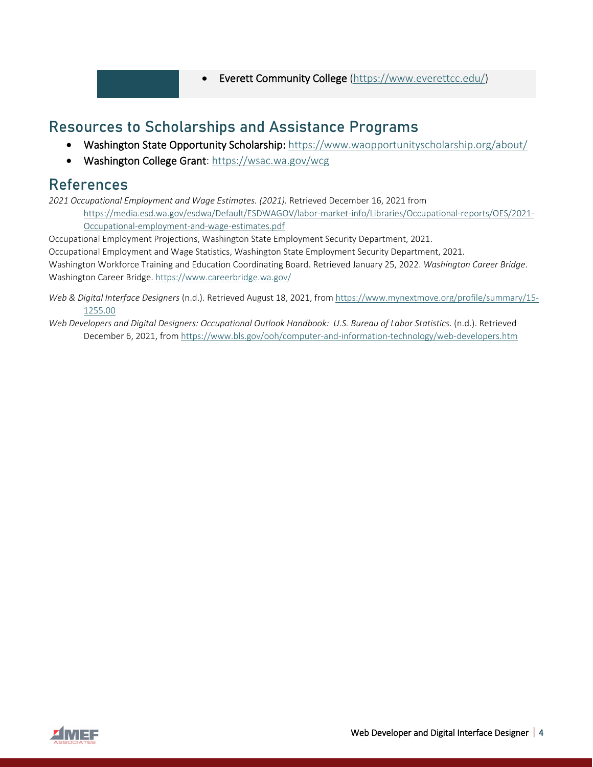- **Everett Community College** (https://www.everettcc.edu/)

## Resources to Scholarships and Assistance Programs

- **Washington State Opportunity Scholarship:** https://www.waopportunityscholarship.org/about/
- **Washington College Grant**: https://wsac.wa.gov/wcg

## References

*2021 Occupational Employment and Wage Estimates. (2021).* Retrieved December 16, 2021 from https://media.esd.wa.gov/esdwa/Default/ESDWAGOV/labor-market-info/Libraries/Occupational-reports/OES/2021-Occupational-employment-and-wage-estimates.pdf

Occupational Employment Projections, Washington State Employment Security Department, 2021.

Occupational Employment and Wage Statistics, Washington State Employment Security Department, 2021.

Washington Workforce Training and Education Coordinating Board. Retrieved January 25, 2022. *Washington Career Bridge*. Washington Career Bridge. https://www.careerbridge.wa.gov/

*Web & Digital Interface Designers* (n.d.). Retrieved August 18, 2021, from https://www.mynextmove.org/profile/summary/15-1255.00

*Web Developers and Digital Designers: Occupational Outlook Handbook: U.S. Bureau of Labor Statistics*. (n.d.). Retrieved December 6, 2021, from https://www.bls.gov/ooh/computer-and-information-technology/web-developers.htm